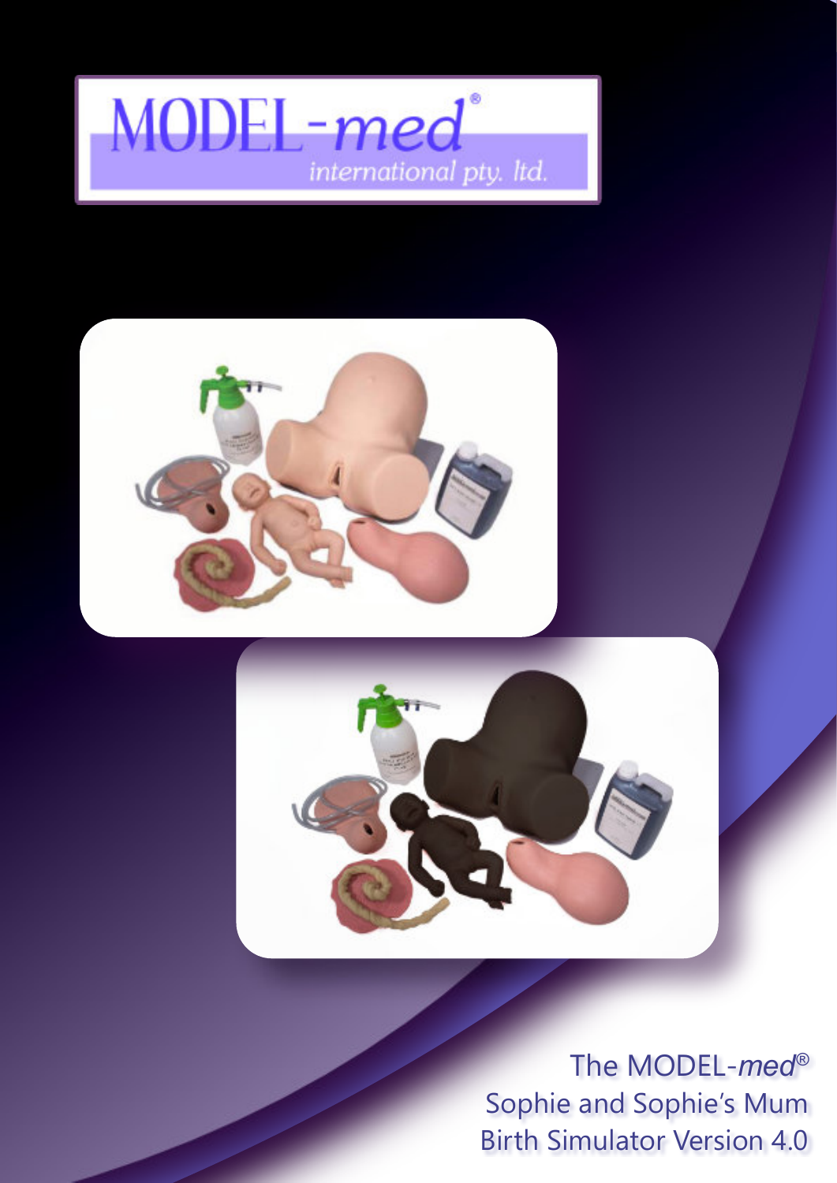MODEL-*med*®
*international pty. ltd.*

# The MODEL-*med*® Sophie and Sophie's Mum Birth Simulator Version 4.0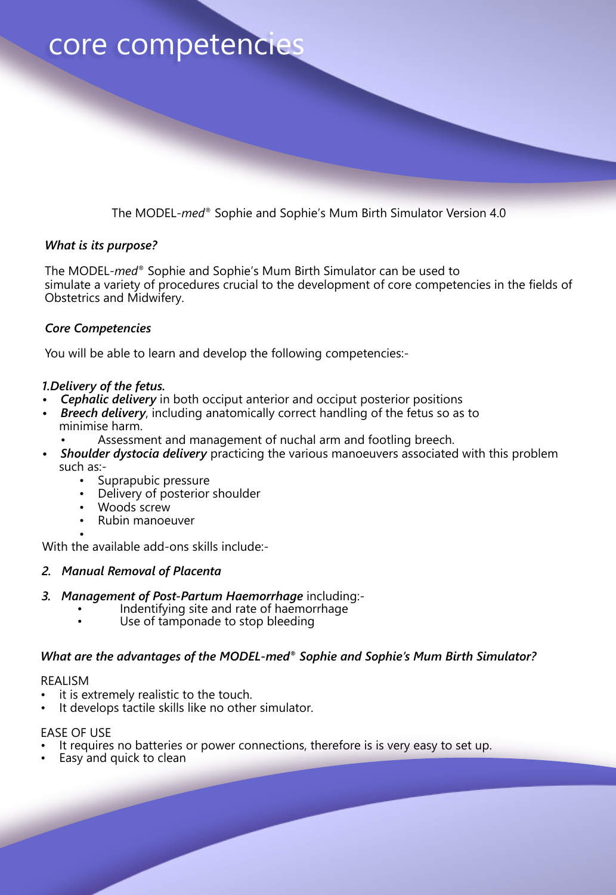# core competencies

The MODEL-*med*® Sophie and Sophie's Mum Birth Simulator Version 4.0

***What is its purpose?***

The MODEL-*med*® Sophie and Sophie's Mum Birth Simulator can be used to simulate a variety of procedures crucial to the development of core competencies in the fields of Obstetrics and Midwifery.

***Core Competencies***

You will be able to learn and develop the following competencies:-

***1.Delivery of the fetus.***

- ***Cephalic delivery*** in both occiput anterior and occiput posterior positions
- ***Breech delivery***, including anatomically correct handling of the fetus so as to minimise harm.
    - Assessment and management of nuchal arm and footling breech.
- ***Shoulder dystocia delivery*** practicing the various manoeuvers associated with this problem such as:-
    - Suprapubic pressure
    - Delivery of posterior shoulder
    - Woods screw
    - Rubin manoeuver

With the available add-ons skills include:-

***2. Manual Removal of Placenta***

***3. Management of Post-Partum Haemorrhage*** including:-

- Indentifying site and rate of haemorrhage
- Use of tamponade to stop bleeding

***What are the advantages of the MODEL-med® Sophie and Sophie's Mum Birth Simulator?***

REALISM

- it is extremely realistic to the touch.
- It develops tactile skills like no other simulator.

EASE OF USE

- It requires no batteries or power connections, therefore is is very easy to set up.
- Easy and quick to clean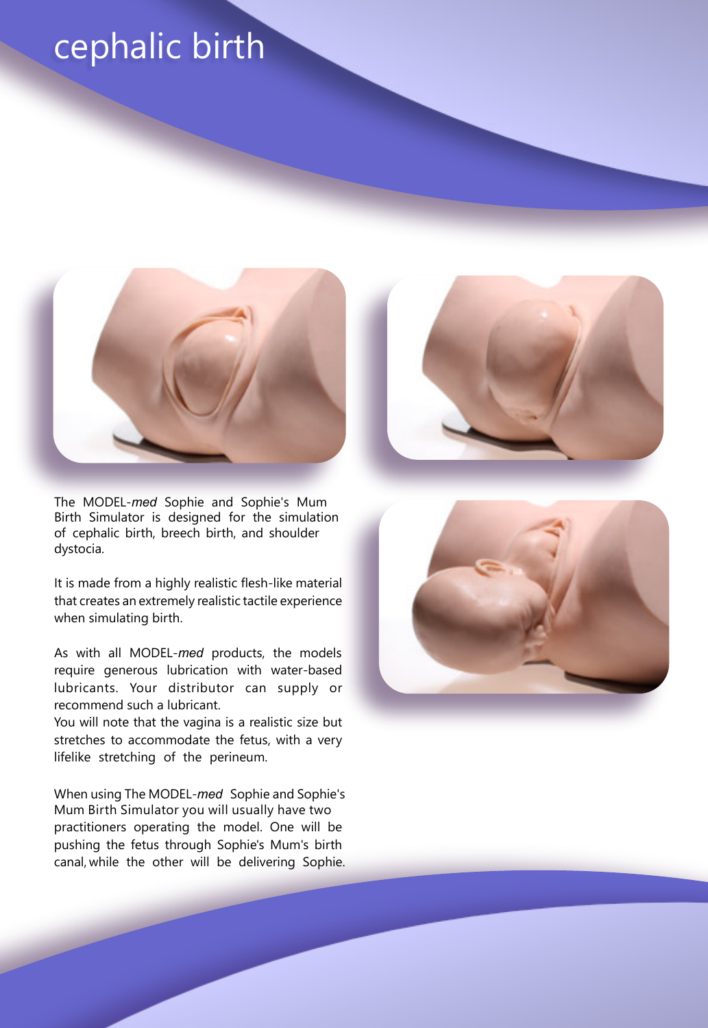# cephalic birth

The MODEL-*med* Sophie and Sophie's Mum Birth Simulator is designed for the simulation of cephalic birth, breech birth, and shoulder dystocia.

It is made from a highly realistic flesh-like material that creates an extremely realistic tactile experience when simulating birth.

As with all MODEL-*med* products, the models require generous lubrication with water-based lubricants. Your distributor can supply or recommend such a lubricant.
You will note that the vagina is a realistic size but stretches to accommodate the fetus, with a very lifelike stretching of the perineum.

When using The MODEL-*med* Sophie and Sophie's Mum Birth Simulator you will usually have two practitioners operating the model. One will be pushing the fetus through Sophie's Mum's birth canal, while the other will be delivering Sophie.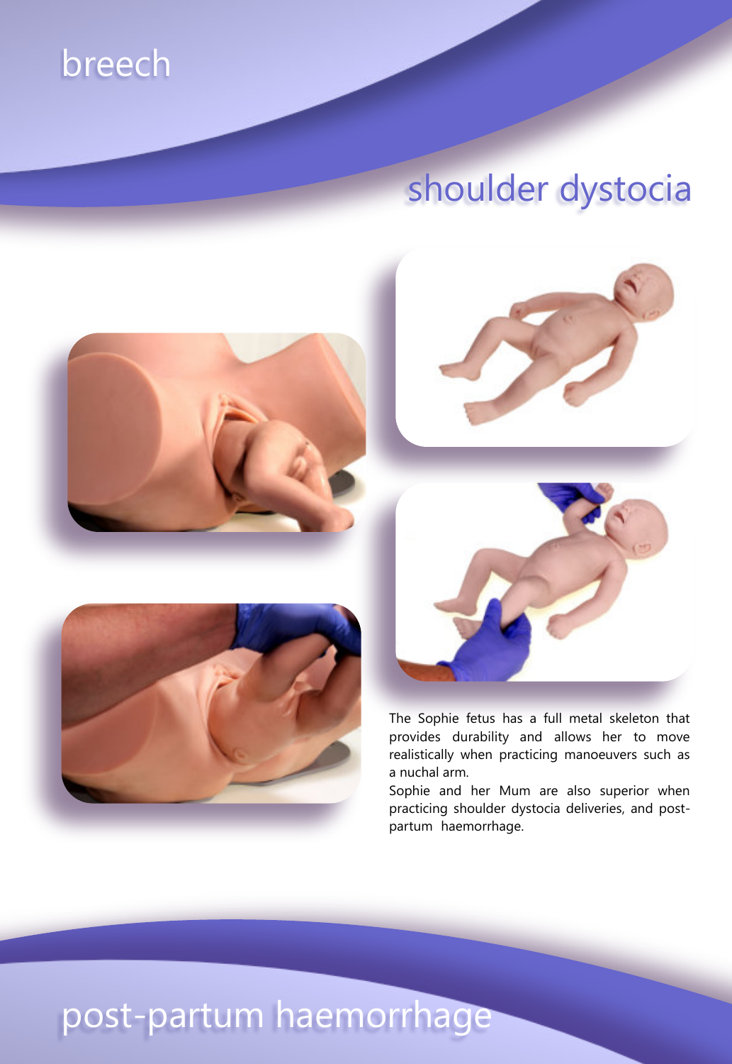# breech

# shoulder dystocia

The Sophie fetus has a full metal skeleton that provides durability and allows her to move realistically when practicing manoeuvers such as a nuchal arm.

Sophie and her Mum are also superior when practicing shoulder dystocia deliveries, and post-partum haemorrhage.

# post-partum haemorrhage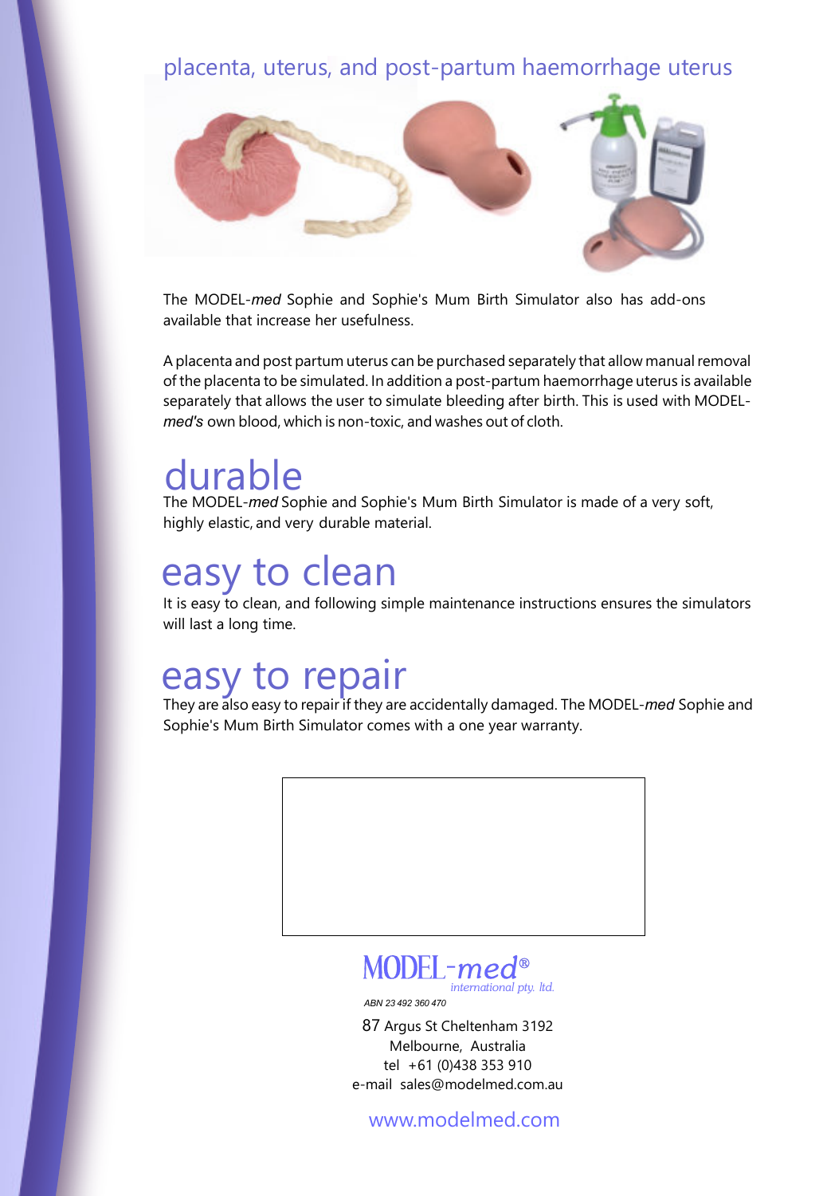## placenta, uterus, and post-partum haemorrhage uterus

The MODEL-*med* Sophie and Sophie's Mum Birth Simulator also has add-ons available that increase her usefulness.

A placenta and post partum uterus can be purchased separately that allow manual removal of the placenta to be simulated. In addition a post-partum haemorrhage uterus is available separately that allows the user to simulate bleeding after birth. This is used with MODEL-*med's* own blood, which is non-toxic, and washes out of cloth.

# durable

The MODEL-*med* Sophie and Sophie's Mum Birth Simulator is made of a very soft, highly elastic, and very durable material.

# easy to clean

It is easy to clean, and following simple maintenance instructions ensures the simulators will last a long time.

# easy to repair

They are also easy to repair if they are accidentally damaged. The MODEL-*med* Sophie and Sophie's Mum Birth Simulator comes with a one year warranty.

MODEL-*med*®
*international pty. ltd.*

*ABN 23 492 360 470*

87 Argus St Cheltenham 3192
Melbourne, Australia
tel +61 (0)438 353 910
e-mail sales@modelmed.com.au

www.modelmed.com